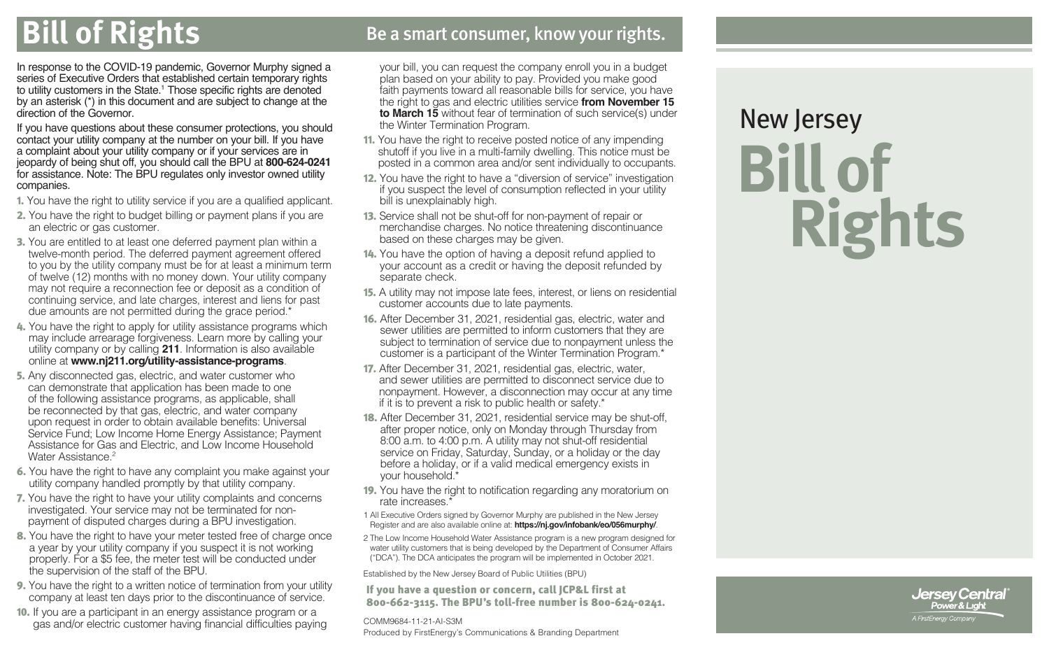# Bill of Rights

## Be a smart consumer, know your rights.

In response to the COVID-19 pandemic, Governor Murphy signed a series of Executive Orders that established certain temporary rights to utility customers in the State.[1] Those specific rights are denoted by an asterisk (*) in this document and are subject to change at the direction of the Governor.

If you have questions about these consumer protections, you should contact your utility company at the number on your bill. If you have a complaint about your utility company or if your services are in jeopardy of being shut off, you should call the BPU at **800-624-0241** for assistance. Note: The BPU regulates only investor owned utility companies.

1. You have the right to utility service if you are a qualified applicant.
2. You have the right to budget billing or payment plans if you are an electric or gas customer.
3. You are entitled to at least one deferred payment plan within a twelve-month period. The deferred payment agreement offered to you by the utility company must be for at least a minimum term of twelve (12) months with no money down. Your utility company may not require a reconnection fee or deposit as a condition of continuing service, and late charges, interest and liens for past due amounts are not permitted during the grace period.*
4. You have the right to apply for utility assistance programs which may include arrearage forgiveness. Learn more by calling your utility company or by calling **211**. Information is also available online at **www.nj211.org/utility-assistance-programs**.
5. Any disconnected gas, electric, and water customer who can demonstrate that application has been made to one of the following assistance programs, as applicable, shall be reconnected by that gas, electric, and water company upon request in order to obtain available benefits: Universal Service Fund; Low Income Home Energy Assistance; Payment Assistance for Gas and Electric, and Low Income Household Water Assistance.[2]
6. You have the right to have any complaint you make against your utility company handled promptly by that utility company.
7. You have the right to have your utility complaints and concerns investigated. Your service may not be terminated for non-payment of disputed charges during a BPU investigation.
8. You have the right to have your meter tested free of charge once a year by your utility company if you suspect it is not working properly. For a $5 fee, the meter test will be conducted under the supervision of the staff of the BPU.
9. You have the right to a written notice of termination from your utility company at least ten days prior to the discontinuance of service.
10. If you are a participant in an energy assistance program or a gas and/or electric customer having financial difficulties paying your bill, you can request the company enroll you in a budget plan based on your ability to pay. Provided you make good faith payments toward all reasonable bills for service, you have the right to gas and electric utilities service **from November 15 to March 15** without fear of termination of such service(s) under the Winter Termination Program.
11. You have the right to receive posted notice of any impending shutoff if you live in a multi-family dwelling. This notice must be posted in a common area and/or sent individually to occupants.
12. You have the right to have a "diversion of service" investigation if you suspect the level of consumption reflected in your utility bill is unexplainably high.
13. Service shall not be shut-off for non-payment of repair or merchandise charges. No notice threatening discontinuance based on these charges may be given.
14. You have the option of having a deposit refund applied to your account as a credit or having the deposit refunded by separate check.
15. A utility may not impose late fees, interest, or liens on residential customer accounts due to late payments.
16. After December 31, 2021, residential gas, electric, water and sewer utilities are permitted to inform customers that they are subject to termination of service due to nonpayment unless the customer is a participant of the Winter Termination Program.*
17. After December 31, 2021, residential gas, electric, water, and sewer utilities are permitted to disconnect service due to nonpayment. However, a disconnection may occur at any time if it is to prevent a risk to public health or safety.*
18. After December 31, 2021, residential service may be shut-off, after proper notice, only on Monday through Thursday from 8:00 a.m. to 4:00 p.m. A utility may not shut-off residential service on Friday, Saturday, Sunday, or a holiday or the day before a holiday, or if a valid medical emergency exists in your household.*
19. You have the right to notification regarding any moratorium on rate increases.*

1 All Executive Orders signed by Governor Murphy are published in the New Jersey Register and are also available online at: **https://nj.gov/infobank/eo/056murphy/**.

2 The Low Income Household Water Assistance program is a new program designed for water utility customers that is being developed by the Department of Consumer Affairs ("DCA"). The DCA anticipates the program will be implemented in October 2021.

Established by the New Jersey Board of Public Utilities (BPU)

**If you have a question or concern, call JCP&L first at 800-662-3115. The BPU's toll-free number is 800-624-0241.**

COMM9684-11-21-AI-S3M
Produced by FirstEnergy's Communications & Branding Department

# New Jersey Bill of Rights

Jersey Central Power & Light
A FirstEnergy Company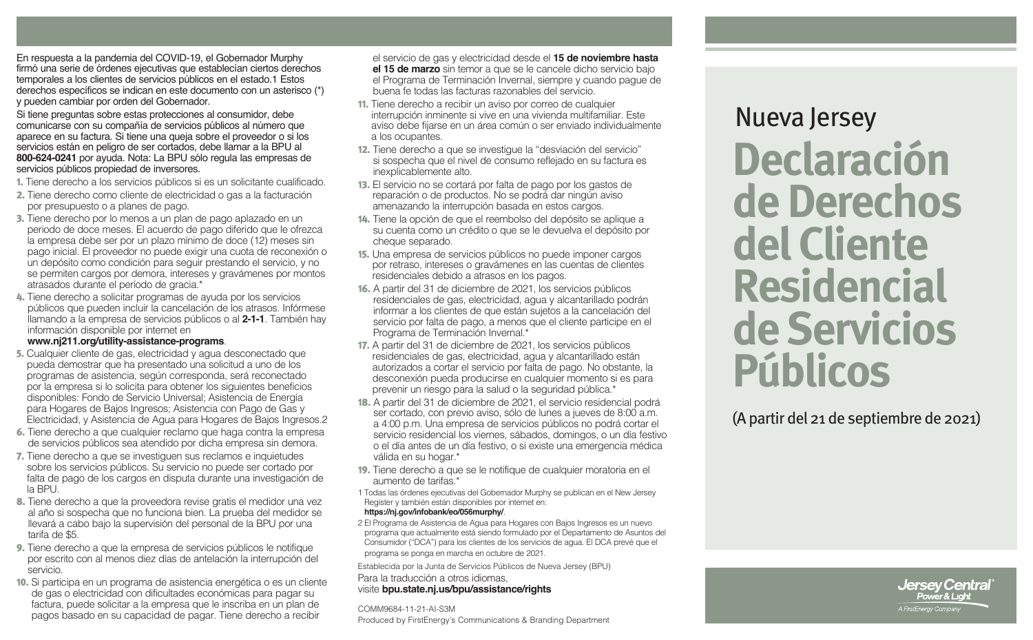En respuesta a la pandemia del COVID-19, el Gobernador Murphy firmó una serie de órdenes ejecutivas que establecían ciertos derechos temporales a los clientes de servicios públicos en el estado.[1] Estos derechos específicos se indican en este documento con un asterisco (*) y pueden cambiar por orden del Gobernador.

Si tiene preguntas sobre estas protecciones al consumidor, debe comunicarse con su compañía de servicios públicos al número que aparece en su factura. Si tiene una queja sobre el proveedor o si los servicios están en peligro de ser cortados, debe llamar a la BPU al **800-624-0241** por ayuda. Nota: La BPU sólo regula las empresas de servicios públicos propiedad de inversores.

1. Tiene derecho a los servicios públicos si es un solicitante cualificado.
2. Tiene derecho como cliente de electricidad o gas a la facturación por presupuesto o a planes de pago.
3. Tiene derecho por lo menos a un plan de pago aplazado en un periodo de doce meses. El acuerdo de pago diferido que le ofrezca la empresa debe ser por un plazo mínimo de doce (12) meses sin pago inicial. El proveedor no puede exigir una cuota de reconexión o un depósito como condición para seguir prestando el servicio, y no se permiten cargos por demora, intereses y gravámenes por montos atrasados durante el período de gracia.*
4. Tiene derecho a solicitar programas de ayuda por los servicios públicos que pueden incluir la cancelación de los atrasos. Infórmese llamando a la empresa de servicios públicos o al **2-1-1**. También hay información disponible por internet en **www.nj211.org/utility-assistance-programs**.
5. Cualquier cliente de gas, electricidad y agua desconectado que pueda demostrar que ha presentado una solicitud a uno de los programas de asistencia, según corresponda, será reconectado por la empresa si lo solicita para obtener los siguientes beneficios disponibles: Fondo de Servicio Universal; Asistencia de Energía para Hogares de Bajos Ingresos; Asistencia con Pago de Gas y Electricidad, y Asistencia de Agua para Hogares de Bajos Ingresos.[2]
6. Tiene derecho a que cualquier reclamo que haga contra la empresa de servicios públicos sea atendido por dicha empresa sin demora.
7. Tiene derecho a que se investiguen sus reclamos e inquietudes sobre los servicios públicos. Su servicio no puede ser cortado por falta de pago de los cargos en disputa durante una investigación de la BPU.
8. Tiene derecho a que la proveedora revise gratis el medidor una vez al año si sospecha que no funciona bien. La prueba del medidor se llevará a cabo bajo la supervisión del personal de la BPU por una tarifa de $5.
9. Tiene derecho a que la empresa de servicios públicos le notifique por escrito con al menos diez días de antelación la interrupción del servicio.
10. Si participa en un programa de asistencia energética o es un cliente de gas o electricidad con dificultades económicas para pagar su factura, puede solicitar a la empresa que le inscriba en un plan de pagos basado en su capacidad de pagar. Tiene derecho a recibir el servicio de gas y electricidad desde el **15 de noviembre hasta el 15 de marzo** sin temor a que se le cancele dicho servicio bajo el Programa de Terminación Invernal, siempre y cuando pague de buena fe todas las facturas razonables del servicio.
11. Tiene derecho a recibir un aviso por correo de cualquier interrupción inminente si vive en una vivienda multifamiliar. Este aviso debe fijarse en un área común o ser enviado individualmente a los ocupantes.
12. Tiene derecho a que se investigue la "desviación del servicio" si sospecha que el nivel de consumo reflejado en su factura es inexplicablemente alto.
13. El servicio no se cortará por falta de pago por los gastos de reparación o de productos. No se podrá dar ningún aviso amenazando la interrupción basada en estos cargos.
14. Tiene la opción de que el reembolso del depósito se aplique a su cuenta como un crédito o que se le devuelva el depósito por cheque separado.
15. Una empresa de servicios públicos no puede imponer cargos por retraso, intereses o gravámenes en las cuentas de clientes residenciales debido a atrasos en los pagos.
16. A partir del 31 de diciembre de 2021, los servicios públicos residenciales de gas, electricidad, agua y alcantarillado podrán informar a los clientes de que están sujetos a la cancelación del servicio por falta de pago, a menos que el cliente participe en el Programa de Terminación Invernal.*
17. A partir del 31 de diciembre de 2021, los servicios públicos residenciales de gas, electricidad, agua y alcantarillado están autorizados a cortar el servicio por falta de pago. No obstante, la desconexión pueda producirse en cualquier momento si es para prevenir un riesgo para la salud o la seguridad pública.*
18. A partir del 31 de diciembre de 2021, el servicio residencial podrá ser cortado, con previo aviso, sólo de lunes a jueves de 8:00 a.m. a 4:00 p.m. Una empresa de servicios públicos no podrá cortar el servicio residencial los viernes, sábados, domingos, o un día festivo o el día antes de un día festivo, o si existe una emergencia médica válida en su hogar.*
19. Tiene derecho a que se le notifique de cualquier moratoria en el aumento de tarifas.*

[1] Todas las órdenes ejecutivas del Gobernador Murphy se publican en el New Jersey Register y también están disponibles por internet en: **https://nj.gov/infobank/eo/056murphy/**.

[2] El Programa de Asistencia de Agua para Hogares con Bajos Ingresos es un nuevo programa que actualmente está siendo formulado por el Departamento de Asuntos del Consumidor ("DCA") para los clientes de los servicios de agua. El DCA prevé que el programa se ponga en marcha en octubre de 2021.

Establecida por la Junta de Servicios Públicos de Nueva Jersey (BPU)

Para la traducción a otros idiomas, visite **bpu.state.nj.us/bpu/assistance/rights**

COMM9684-11-21-AI-S3M

Produced by FirstEnergy's Communications & Branding Department

Nueva Jersey

# Declaración de Derechos del Cliente Residencial de Servicios Públicos

(A partir del 21 de septiembre de 2021)

Jersey Central Power & Light

A FirstEnergy Company